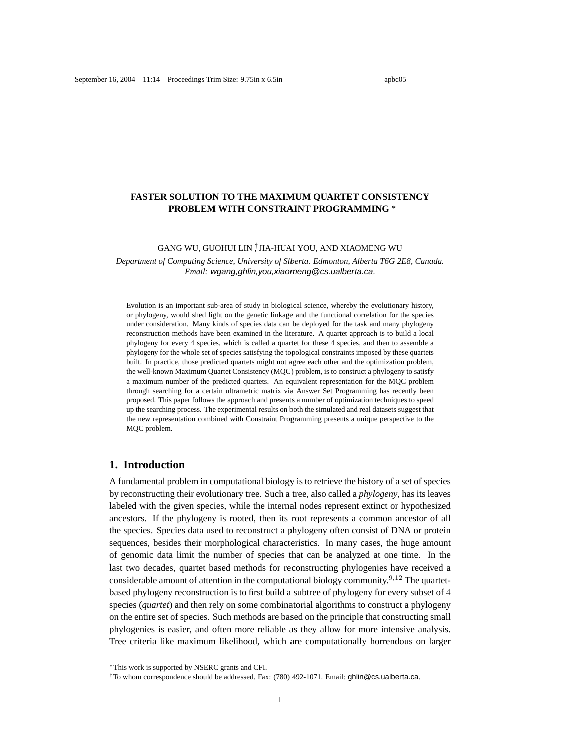# FASTER SOLUTION TO THE MAXIMUM QUARTET CONSISTENCY PROBLEM WITH CONSTRAINT PROGRAMMING [*]

GANG WU, GUOHUI LIN [†], JIA-HUAI YOU, AND XIAOMENG WU

*Department of Computing Science, University of Slberta. Edmonton, Alberta T6G 2E8, Canada.*
*Email:* wgang,ghlin,you,xiaomeng@cs.ualberta.ca.

Evolution is an important sub-area of study in biological science, whereby the evolutionary history, or phylogeny, would shed light on the genetic linkage and the functional correlation for the species under consideration. Many kinds of species data can be deployed for the task and many phylogeny reconstruction methods have been examined in the literature. A quartet approach is to build a local phylogeny for every 4 species, which is called a quartet for these 4 species, and then to assemble a phylogeny for the whole set of species satisfying the topological constraints imposed by these quartets built. In practice, those predicted quartets might not agree each other and the optimization problem, the well-known Maximum Quartet Consistency (MQC) problem, is to construct a phylogeny to satisfy a maximum number of the predicted quartets. An equivalent representation for the MQC problem through searching for a certain ultrametric matrix via Answer Set Programming has recently been proposed. This paper follows the approach and presents a number of optimization techniques to speed up the searching process. The experimental results on both the simulated and real datasets suggest that the new representation combined with Constraint Programming presents a unique perspective to the MQC problem.

## 1. Introduction

A fundamental problem in computational biology is to retrieve the history of a set of species by reconstructing their evolutionary tree. Such a tree, also called a *phylogeny*, has its leaves labeled with the given species, while the internal nodes represent extinct or hypothesized ancestors. If the phylogeny is rooted, then its root represents a common ancestor of all the species. Species data used to reconstruct a phylogeny often consist of DNA or protein sequences, besides their morphological characteristics. In many cases, the huge amount of genomic data limit the number of species that can be analyzed at one time. In the last two decades, quartet based methods for reconstructing phylogenies have received a considerable amount of attention in the computational biology community.[9,12] The quartet-based phylogeny reconstruction is to first build a subtree of phylogeny for every subset of 4 species (*quartet*) and then rely on some combinatorial algorithms to construct a phylogeny on the entire set of species. Such methods are based on the principle that constructing small phylogenies is easier, and often more reliable as they allow for more intensive analysis. Tree criteria like maximum likelihood, which are computationally horrendous on larger

[*] This work is supported by NSERC grants and CFI.

[†] To whom correspondence should be addressed. Fax: (780) 492-1071. Email: ghlin@cs.ualberta.ca.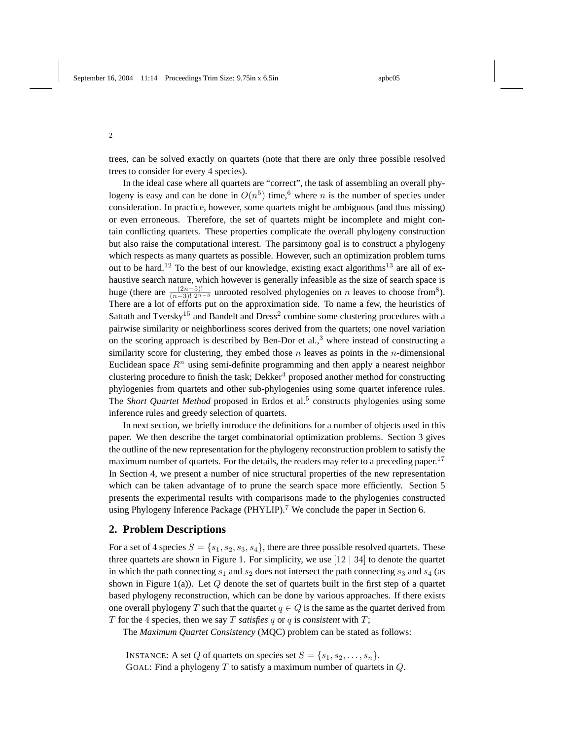trees, can be solved exactly on quartets (note that there are only three possible resolved trees to consider for every $4$ species).

In the ideal case where all quartets are "correct", the task of assembling an overall phylogeny is easy and can be done in $O(n^5)$ time,[6] where $n$ is the number of species under consideration. In practice, however, some quartets might be ambiguous (and thus missing) or even erroneous. Therefore, the set of quartets might be incomplete and might contain conflicting quartets. These properties complicate the overall phylogeny construction but also raise the computational interest. The parsimony goal is to construct a phylogeny which respects as many quartets as possible. However, such an optimization problem turns out to be hard.[12] To the best of our knowledge, existing exact algorithms[13] are all of exhaustive search nature, which however is generally infeasible as the size of search space is huge (there are $\frac{(2n-5)!}{(n-3)!\, 2^{n-3}}$ unrooted resolved phylogenies on $n$ leaves to choose from[8]). There are a lot of efforts put on the approximation side. To name a few, the heuristics of Sattath and Tversky[15] and Bandelt and Dress[2] combine some clustering procedures with a pairwise similarity or neighborliness scores derived from the quartets; one novel variation on the scoring approach is described by Ben-Dor et al.,[3] where instead of constructing a similarity score for clustering, they embed those $n$ leaves as points in the $n$-dimensional Euclidean space $R^n$ using semi-definite programming and then apply a nearest neighbor clustering procedure to finish the task; Dekker[4] proposed another method for constructing phylogenies from quartets and other sub-phylogenies using some quartet inference rules. The *Short Quartet Method* proposed in Erdos et al.[5] constructs phylogenies using some inference rules and greedy selection of quartets.

In next section, we briefly introduce the definitions for a number of objects used in this paper. We then describe the target combinatorial optimization problems. Section 3 gives the outline of the new representation for the phylogeny reconstruction problem to satisfy the maximum number of quartets. For the details, the readers may refer to a preceding paper.[17] In Section 4, we present a number of nice structural properties of the new representation which can be taken advantage of to prune the search space more efficiently. Section 5 presents the experimental results with comparisons made to the phylogenies constructed using Phylogeny Inference Package (PHYLIP).[7] We conclude the paper in Section 6.

## 2. Problem Descriptions

For a set of $4$ species $S = \{s_1, s_2, s_3, s_4\}$, there are three possible resolved quartets. These three quartets are shown in Figure 1. For simplicity, we use $[12 \mid 34]$ to denote the quartet in which the path connecting $s_1$ and $s_2$ does not intersect the path connecting $s_3$ and $s_4$ (as shown in Figure 1(a)). Let $Q$ denote the set of quartets built in the first step of a quartet based phylogeny reconstruction, which can be done by various approaches. If there exists one overall phylogeny $T$ such that the quartet $q \in Q$ is the same as the quartet derived from $T$ for the $4$ species, then we say $T$ *satisfies* $q$ or $q$ is *consistent* with $T$;

The *Maximum Quartet Consistency* (MQC) problem can be stated as follows:

INSTANCE: A set $Q$ of quartets on species set $S = \{s_1, s_2, \ldots, s_n\}$.
GOAL: Find a phylogeny $T$ to satisfy a maximum number of quartets in $Q$.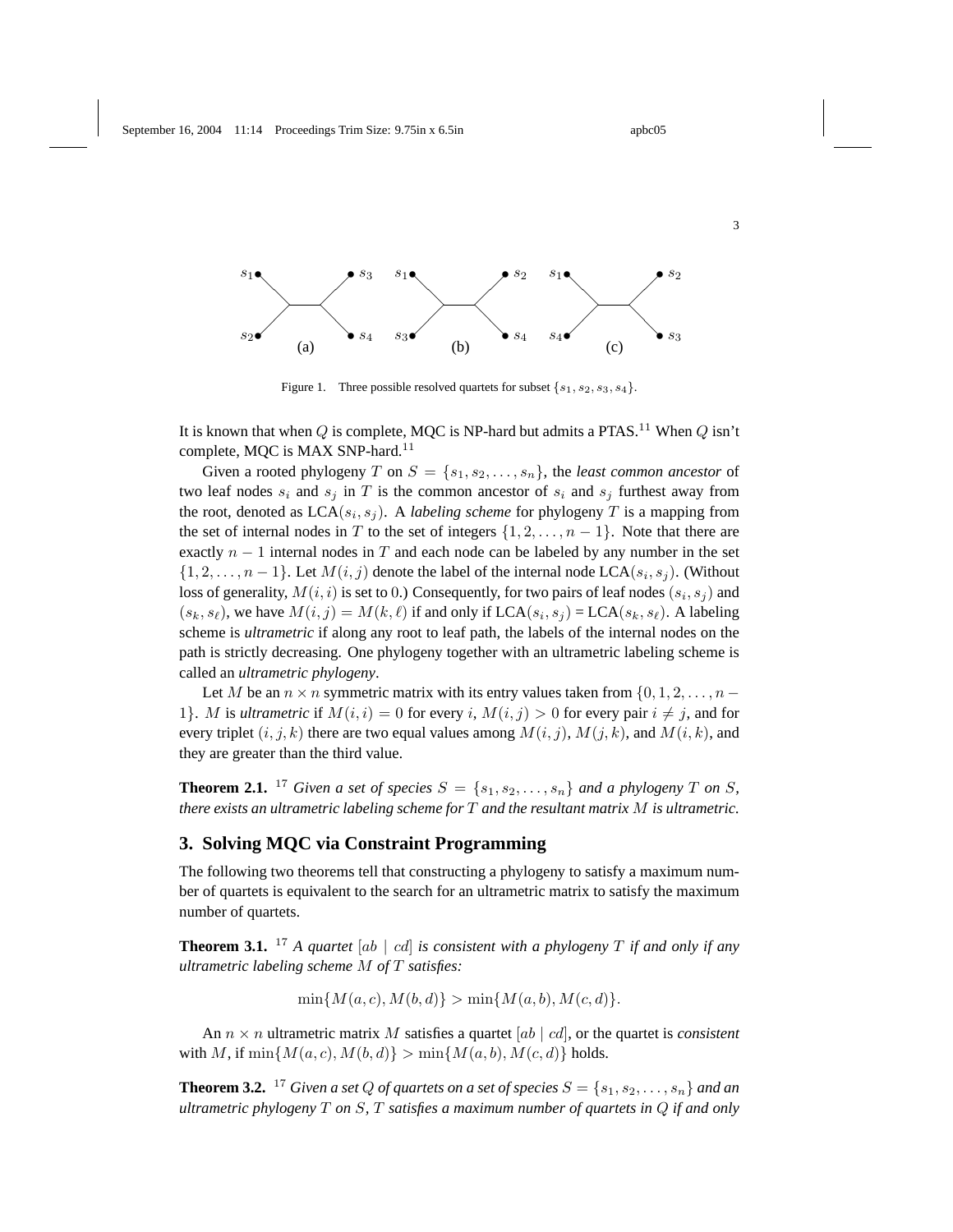Figure 1. Three possible resolved quartets for subset $\{s_1, s_2, s_3, s_4\}$.

It is known that when $Q$ is complete, MQC is NP-hard but admits a PTAS.[11] When $Q$ isn't complete, MQC is MAX SNP-hard.[11]

Given a rooted phylogeny $T$ on $S = \{s_1, s_2, \ldots, s_n\}$, the *least common ancestor* of two leaf nodes $s_i$ and $s_j$ in $T$ is the common ancestor of $s_i$ and $s_j$ furthest away from the root, denoted as LCA($s_i, s_j$). A *labeling scheme* for phylogeny $T$ is a mapping from the set of internal nodes in $T$ to the set of integers $\{1, 2, \ldots, n-1\}$. Note that there are exactly $n-1$ internal nodes in $T$ and each node can be labeled by any number in the set $\{1, 2, \ldots, n-1\}$. Let $M(i,j)$ denote the label of the internal node LCA($s_i, s_j$). (Without loss of generality, $M(i,i)$ is set to $0$.) Consequently, for two pairs of leaf nodes $(s_i, s_j)$ and $(s_k, s_\ell)$, we have $M(i,j) = M(k,\ell)$ if and only if LCA($s_i, s_j$) = LCA($s_k, s_\ell$). A labeling scheme is *ultrametric* if along any root to leaf path, the labels of the internal nodes on the path is strictly decreasing. One phylogeny together with an ultrametric labeling scheme is called an *ultrametric phylogeny*.

Let $M$ be an $n \times n$ symmetric matrix with its entry values taken from $\{0, 1, 2, \ldots, n-1\}$. $M$ is *ultrametric* if $M(i,i) = 0$ for every $i$, $M(i,j) > 0$ for every pair $i \neq j$, and for every triplet $(i,j,k)$ there are two equal values among $M(i,j)$, $M(j,k)$, and $M(i,k)$, and they are greater than the third value.

**Theorem 2.1.** [17] *Given a set of species $S = \{s_1, s_2, \ldots, s_n\}$ and a phylogeny $T$ on $S$, there exists an ultrametric labeling scheme for $T$ and the resultant matrix $M$ is ultrametric.*

## 3. Solving MQC via Constraint Programming

The following two theorems tell that constructing a phylogeny to satisfy a maximum number of quartets is equivalent to the search for an ultrametric matrix to satisfy the maximum number of quartets.

**Theorem 3.1.** [17] *A quartet $[ab \mid cd]$ is consistent with a phylogeny $T$ if and only if any ultrametric labeling scheme $M$ of $T$ satisfies:*

$$\min\{M(a,c), M(b,d)\} > \min\{M(a,b), M(c,d)\}.$$

An $n \times n$ ultrametric matrix $M$ satisfies a quartet $[ab \mid cd]$, or the quartet is *consistent* with $M$, if $\min\{M(a,c), M(b,d)\} > \min\{M(a,b), M(c,d)\}$ holds.

**Theorem 3.2.** [17] *Given a set $Q$ of quartets on a set of species $S = \{s_1, s_2, \ldots, s_n\}$ and an ultrametric phylogeny $T$ on $S$, $T$ satisfies a maximum number of quartets in $Q$ if and only*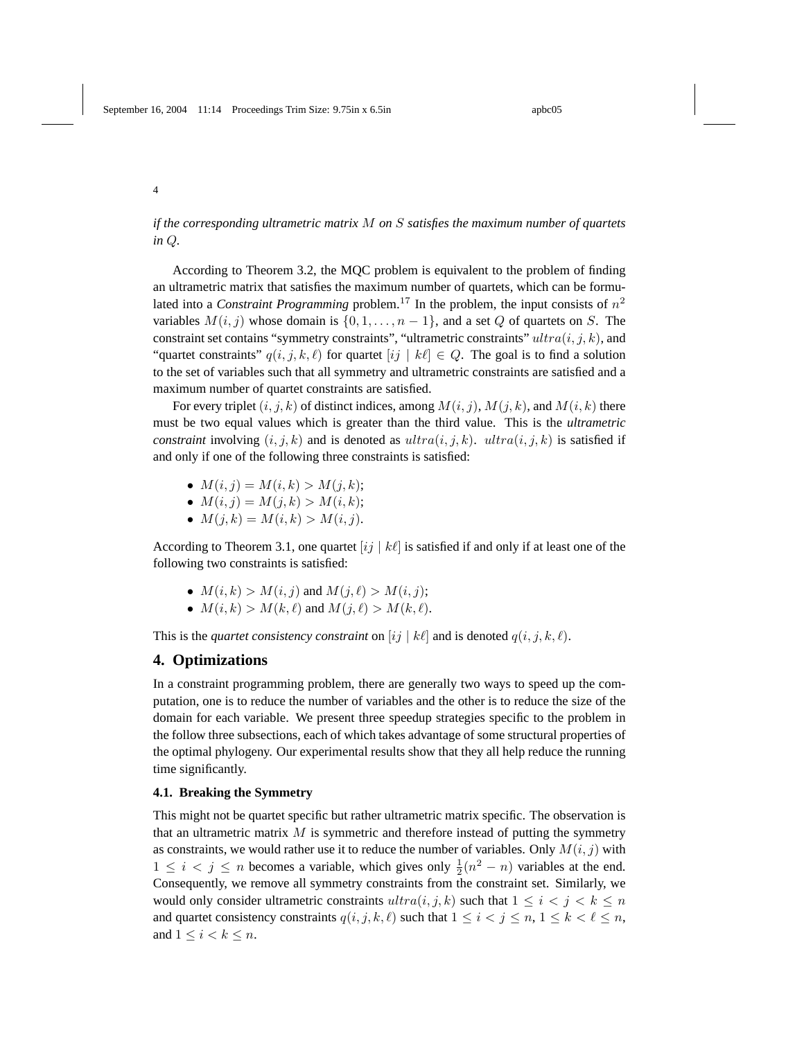*if the corresponding ultrametric matrix $M$ on $S$ satisfies the maximum number of quartets in $Q$.*

According to Theorem 3.2, the MQC problem is equivalent to the problem of finding an ultrametric matrix that satisfies the maximum number of quartets, which can be formulated into a *Constraint Programming* problem.[17] In the problem, the input consists of $n^2$ variables $M(i,j)$ whose domain is $\{0, 1, \ldots, n-1\}$, and a set $Q$ of quartets on $S$. The constraint set contains "symmetry constraints", "ultrametric constraints" $ultra(i,j,k)$, and "quartet constraints" $q(i,j,k,\ell)$ for quartet $[ij \mid k\ell] \in Q$. The goal is to find a solution to the set of variables such that all symmetry and ultrametric constraints are satisfied and a maximum number of quartet constraints are satisfied.

For every triplet $(i,j,k)$ of distinct indices, among $M(i,j)$, $M(j,k)$, and $M(i,k)$ there must be two equal values which is greater than the third value. This is the *ultrametric constraint* involving $(i,j,k)$ and is denoted as $ultra(i,j,k)$. $ultra(i,j,k)$ is satisfied if and only if one of the following three constraints is satisfied:

- $M(i,j) = M(i,k) > M(j,k)$;
- $M(i,j) = M(j,k) > M(i,k)$;
- $M(j,k) = M(i,k) > M(i,j)$.

According to Theorem 3.1, one quartet $[ij \mid k\ell]$ is satisfied if and only if at least one of the following two constraints is satisfied:

- $M(i,k) > M(i,j)$ and $M(j,\ell) > M(i,j)$;
- $M(i,k) > M(k,\ell)$ and $M(j,\ell) > M(k,\ell)$.

This is the *quartet consistency constraint* on $[ij \mid k\ell]$ and is denoted $q(i,j,k,\ell)$.

## 4. Optimizations

In a constraint programming problem, there are generally two ways to speed up the computation, one is to reduce the number of variables and the other is to reduce the size of the domain for each variable. We present three speedup strategies specific to the problem in the follow three subsections, each of which takes advantage of some structural properties of the optimal phylogeny. Our experimental results show that they all help reduce the running time significantly.

### 4.1. Breaking the Symmetry

This might not be quartet specific but rather ultrametric matrix specific. The observation is that an ultrametric matrix $M$ is symmetric and therefore instead of putting the symmetry as constraints, we would rather use it to reduce the number of variables. Only $M(i,j)$ with $1 \le i < j \le n$ becomes a variable, which gives only $\frac{1}{2}(n^2 - n)$ variables at the end. Consequently, we remove all symmetry constraints from the constraint set. Similarly, we would only consider ultrametric constraints $ultra(i,j,k)$ such that $1 \le i < j < k \le n$ and quartet consistency constraints $q(i,j,k,\ell)$ such that $1 \le i < j \le n$, $1 \le k < \ell \le n$, and $1 \le i < k \le n$.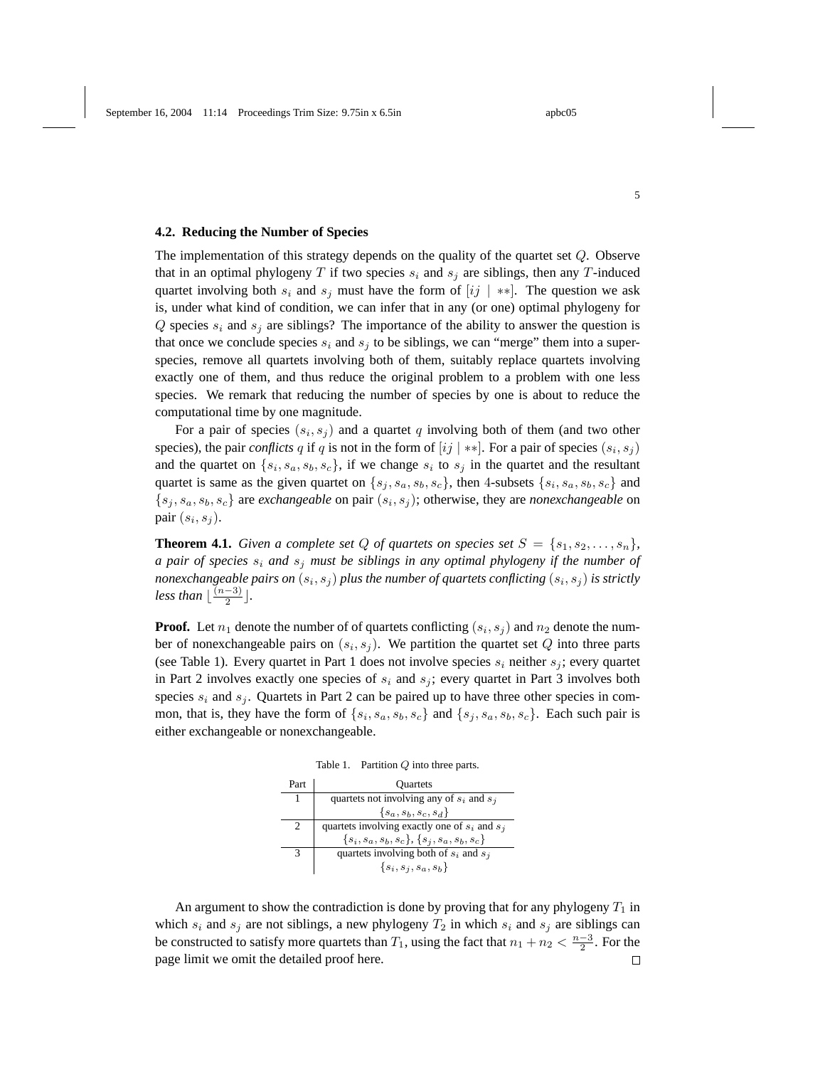### 4.2. Reducing the Number of Species

The implementation of this strategy depends on the quality of the quartet set $Q$. Observe that in an optimal phylogeny $T$ if two species $s_i$ and $s_j$ are siblings, then any $T$-induced quartet involving both $s_i$ and $s_j$ must have the form of $[ij \mid **]$. The question we ask is, under what kind of condition, we can infer that in any (or one) optimal phylogeny for $Q$ species $s_i$ and $s_j$ are siblings? The importance of the ability to answer the question is that once we conclude species $s_i$ and $s_j$ to be siblings, we can "merge" them into a super-species, remove all quartets involving both of them, suitably replace quartets involving exactly one of them, and thus reduce the original problem to a problem with one less species. We remark that reducing the number of species by one is about to reduce the computational time by one magnitude.

For a pair of species $(s_i, s_j)$ and a quartet $q$ involving both of them (and two other species), the pair *conflicts* $q$ if $q$ is not in the form of $[ij \mid **]$. For a pair of species $(s_i, s_j)$ and the quartet on $\{s_i, s_a, s_b, s_c\}$, if we change $s_i$ to $s_j$ in the quartet and the resultant quartet is same as the given quartet on $\{s_j, s_a, s_b, s_c\}$, then 4-subsets $\{s_i, s_a, s_b, s_c\}$ and $\{s_j, s_a, s_b, s_c\}$ are *exchangeable* on pair $(s_i, s_j)$; otherwise, they are *nonexchangeable* on pair $(s_i, s_j)$.

**Theorem 4.1.** *Given a complete set $Q$ of quartets on species set $S = \{s_1, s_2, \ldots, s_n\}$, a pair of species $s_i$ and $s_j$ must be siblings in any optimal phylogeny if the number of nonexchangeable pairs on $(s_i, s_j)$ plus the number of quartets conflicting $(s_i, s_j)$ is strictly less than $\lfloor \frac{(n-3)}{2} \rfloor$.*

**Proof.** Let $n_1$ denote the number of of quartets conflicting $(s_i, s_j)$ and $n_2$ denote the number of nonexchangeable pairs on $(s_i, s_j)$. We partition the quartet set $Q$ into three parts (see Table 1). Every quartet in Part 1 does not involve species $s_i$ neither $s_j$; every quartet in Part 2 involves exactly one species of $s_i$ and $s_j$; every quartet in Part 3 involves both species $s_i$ and $s_j$. Quartets in Part 2 can be paired up to have three other species in common, that is, they have the form of $\{s_i, s_a, s_b, s_c\}$ and $\{s_j, s_a, s_b, s_c\}$. Each such pair is either exchangeable or nonexchangeable.

Table 1. Partition $Q$ into three parts.

| Part | Quartets |
|---|---|
| 1 | quartets not involving any of $s_i$ and $s_j$<br>$\{s_a, s_b, s_c, s_d\}$ |
| 2 | quartets involving exactly one of $s_i$ and $s_j$<br>$\{s_i, s_a, s_b, s_c\}$, $\{s_j, s_a, s_b, s_c\}$ |
| 3 | quartets involving both of $s_i$ and $s_j$<br>$\{s_i, s_j, s_a, s_b\}$ |

An argument to show the contradiction is done by proving that for any phylogeny $T_1$ in which $s_i$ and $s_j$ are not siblings, a new phylogeny $T_2$ in which $s_i$ and $s_j$ are siblings can be constructed to satisfy more quartets than $T_1$, using the fact that $n_1 + n_2 < \frac{n-3}{2}$. For the page limit we omit the detailed proof here. □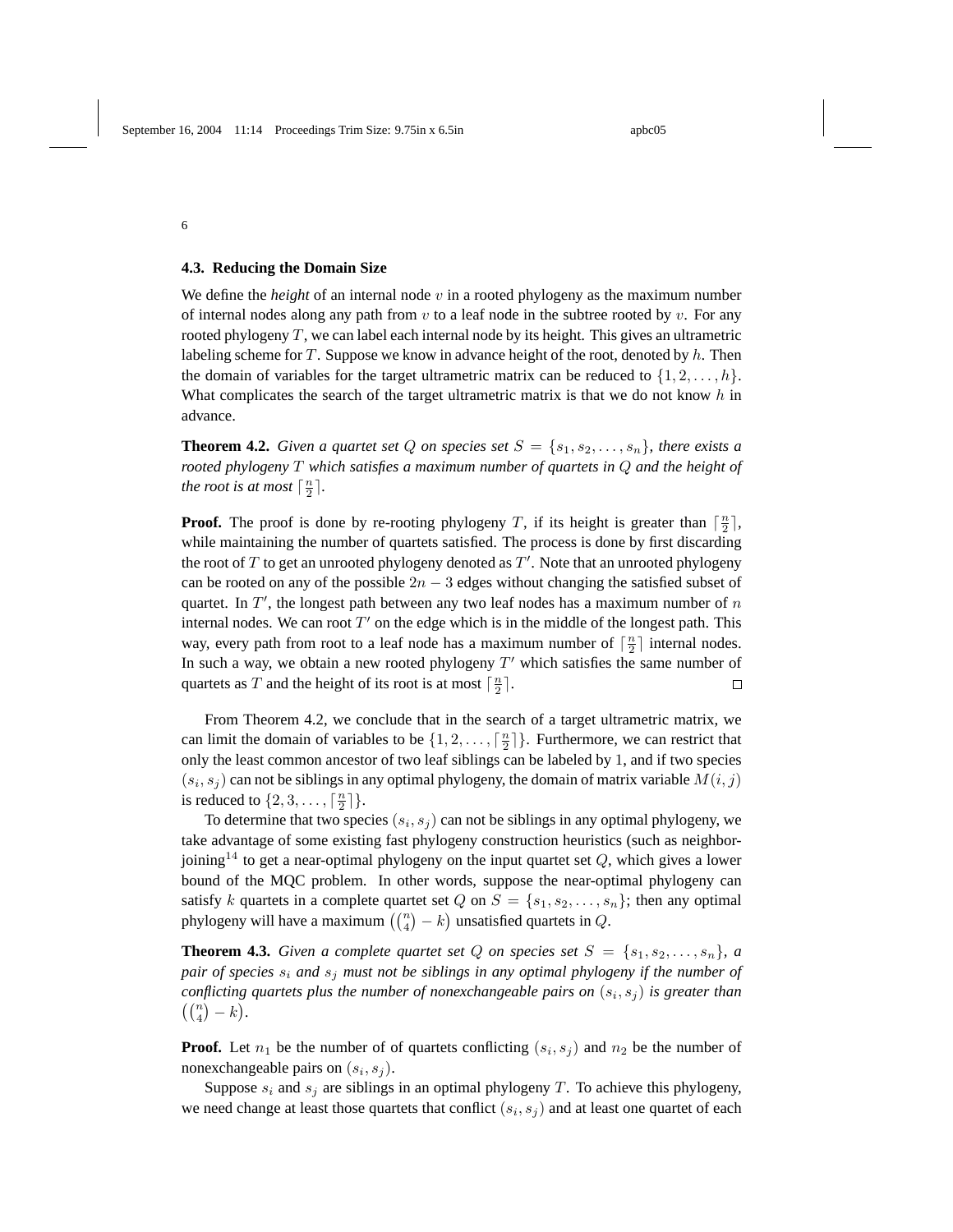### 4.3. Reducing the Domain Size

We define the *height* of an internal node $v$ in a rooted phylogeny as the maximum number of internal nodes along any path from $v$ to a leaf node in the subtree rooted by $v$. For any rooted phylogeny $T$, we can label each internal node by its height. This gives an ultrametric labeling scheme for $T$. Suppose we know in advance height of the root, denoted by $h$. Then the domain of variables for the target ultrametric matrix can be reduced to $\{1, 2, \ldots, h\}$. What complicates the search of the target ultrametric matrix is that we do not know $h$ in advance.

**Theorem 4.2.** *Given a quartet set $Q$ on species set $S = \{s_1, s_2, \ldots, s_n\}$, there exists a rooted phylogeny $T$ which satisfies a maximum number of quartets in $Q$ and the height of the root is at most $\lceil \frac{n}{2} \rceil$.*

**Proof.** The proof is done by re-rooting phylogeny $T$, if its height is greater than $\lceil \frac{n}{2} \rceil$, while maintaining the number of quartets satisfied. The process is done by first discarding the root of $T$ to get an unrooted phylogeny denoted as $T'$. Note that an unrooted phylogeny can be rooted on any of the possible $2n - 3$ edges without changing the satisfied subset of quartet. In $T'$, the longest path between any two leaf nodes has a maximum number of $n$ internal nodes. We can root $T'$ on the edge which is in the middle of the longest path. This way, every path from root to a leaf node has a maximum number of $\lceil \frac{n}{2} \rceil$ internal nodes. In such a way, we obtain a new rooted phylogeny $T'$ which satisfies the same number of quartets as $T$ and the height of its root is at most $\lceil \frac{n}{2} \rceil$. □

From Theorem 4.2, we conclude that in the search of a target ultrametric matrix, we can limit the domain of variables to be $\{1, 2, \ldots, \lceil \frac{n}{2} \rceil\}$. Furthermore, we can restrict that only the least common ancestor of two leaf siblings can be labeled by 1, and if two species $(s_i, s_j)$ can not be siblings in any optimal phylogeny, the domain of matrix variable $M(i, j)$ is reduced to $\{2, 3, \ldots, \lceil \frac{n}{2} \rceil\}$.

To determine that two species $(s_i, s_j)$ can not be siblings in any optimal phylogeny, we take advantage of some existing fast phylogeny construction heuristics (such as neighbor-joining[14] to get a near-optimal phylogeny on the input quartet set $Q$, which gives a lower bound of the MQC problem. In other words, suppose the near-optimal phylogeny can satisfy $k$ quartets in a complete quartet set $Q$ on $S = \{s_1, s_2, \ldots, s_n\}$; then any optimal phylogeny will have a maximum $\left(\binom{n}{4} - k\right)$ unsatisfied quartets in $Q$.

**Theorem 4.3.** *Given a complete quartet set $Q$ on species set $S = \{s_1, s_2, \ldots, s_n\}$, a pair of species $s_i$ and $s_j$ must not be siblings in any optimal phylogeny if the number of conflicting quartets plus the number of nonexchangeable pairs on $(s_i, s_j)$ is greater than $\left(\binom{n}{4} - k\right)$.*

**Proof.** Let $n_1$ be the number of of quartets conflicting $(s_i, s_j)$ and $n_2$ be the number of nonexchangeable pairs on $(s_i, s_j)$.

Suppose $s_i$ and $s_j$ are siblings in an optimal phylogeny $T$. To achieve this phylogeny, we need change at least those quartets that conflict $(s_i, s_j)$ and at least one quartet of each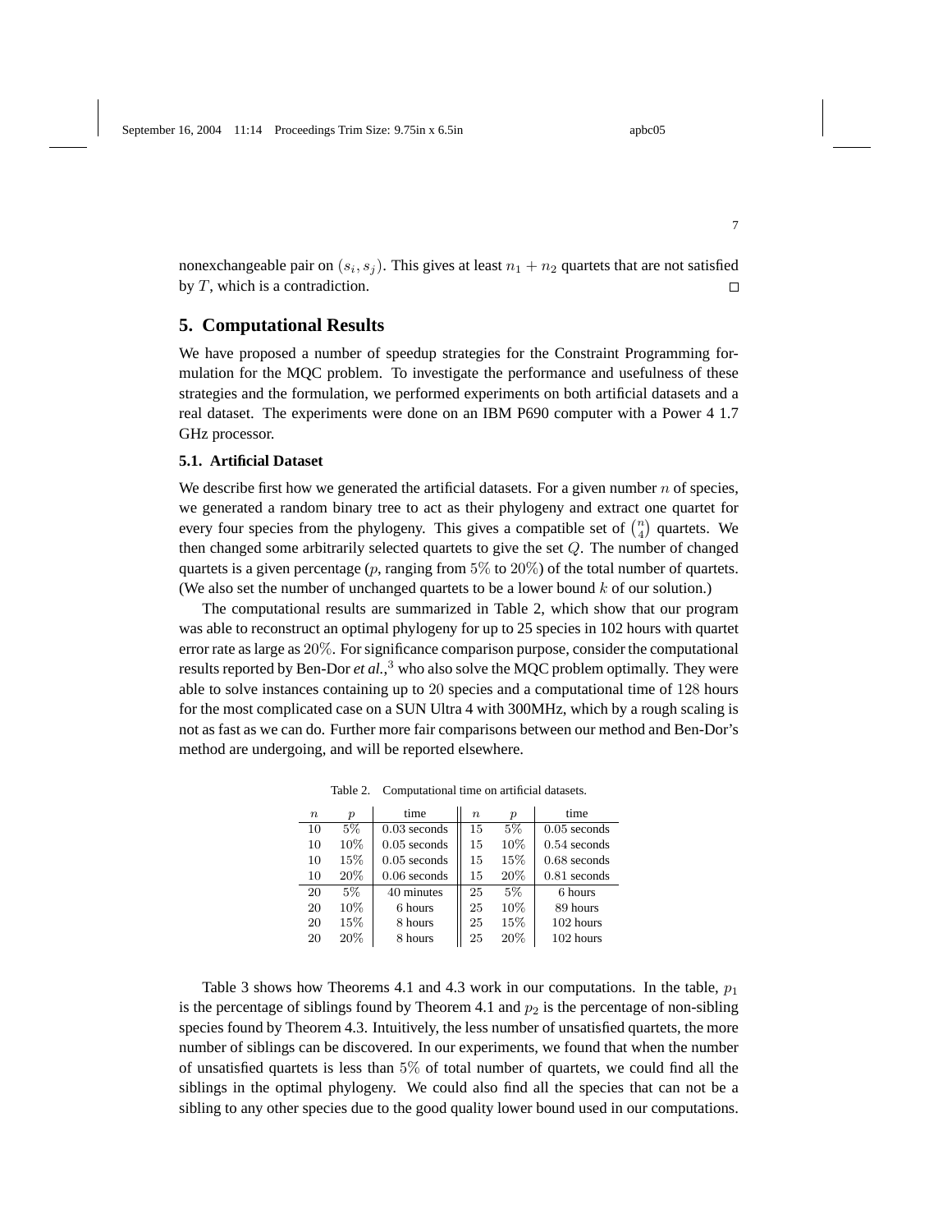nonexchangeable pair on $(s_i, s_j)$. This gives at least $n_1 + n_2$ quartets that are not satisfied by $T$, which is a contradiction. □

## 5. Computational Results

We have proposed a number of speedup strategies for the Constraint Programming formulation for the MQC problem. To investigate the performance and usefulness of these strategies and the formulation, we performed experiments on both artificial datasets and a real dataset. The experiments were done on an IBM P690 computer with a Power 4 1.7 GHz processor.

### 5.1. Artificial Dataset

We describe first how we generated the artificial datasets. For a given number $n$ of species, we generated a random binary tree to act as their phylogeny and extract one quartet for every four species from the phylogeny. This gives a compatible set of $\binom{n}{4}$ quartets. We then changed some arbitrarily selected quartets to give the set $Q$. The number of changed quartets is a given percentage ($p$, ranging from $5\%$ to $20\%$) of the total number of quartets. (We also set the number of unchanged quartets to be a lower bound $k$ of our solution.)

The computational results are summarized in Table 2, which show that our program was able to reconstruct an optimal phylogeny for up to 25 species in 102 hours with quartet error rate as large as $20\%$. For significance comparison purpose, consider the computational results reported by Ben-Dor *et al.*,[3] who also solve the MQC problem optimally. They were able to solve instances containing up to $20$ species and a computational time of $128$ hours for the most complicated case on a SUN Ultra 4 with 300MHz, which by a rough scaling is not as fast as we can do. Further more fair comparisons between our method and Ben-Dor's method are undergoing, and will be reported elsewhere.

Table 2. Computational time on artificial datasets.

| $n$ | $p$ | time | $n$ | $p$ | time |
|---|---|---|---|---|---|
| 10 | $5\%$ | 0.03 seconds | 15 | $5\%$ | 0.05 seconds |
| 10 | $10\%$ | 0.05 seconds | 15 | $10\%$ | 0.54 seconds |
| 10 | $15\%$ | 0.05 seconds | 15 | $15\%$ | 0.68 seconds |
| 10 | $20\%$ | 0.06 seconds | 15 | $20\%$ | 0.81 seconds |
| 20 | $5\%$ | 40 minutes | 25 | $5\%$ | 6 hours |
| 20 | $10\%$ | 6 hours | 25 | $10\%$ | 89 hours |
| 20 | $15\%$ | 8 hours | 25 | $15\%$ | 102 hours |
| 20 | $20\%$ | 8 hours | 25 | $20\%$ | 102 hours |

Table 3 shows how Theorems 4.1 and 4.3 work in our computations. In the table, $p_1$ is the percentage of siblings found by Theorem 4.1 and $p_2$ is the percentage of non-sibling species found by Theorem 4.3. Intuitively, the less number of unsatisfied quartets, the more number of siblings can be discovered. In our experiments, we found that when the number of unsatisfied quartets is less than $5\%$ of total number of quartets, we could find all the siblings in the optimal phylogeny. We could also find all the species that can not be a sibling to any other species due to the good quality lower bound used in our computations.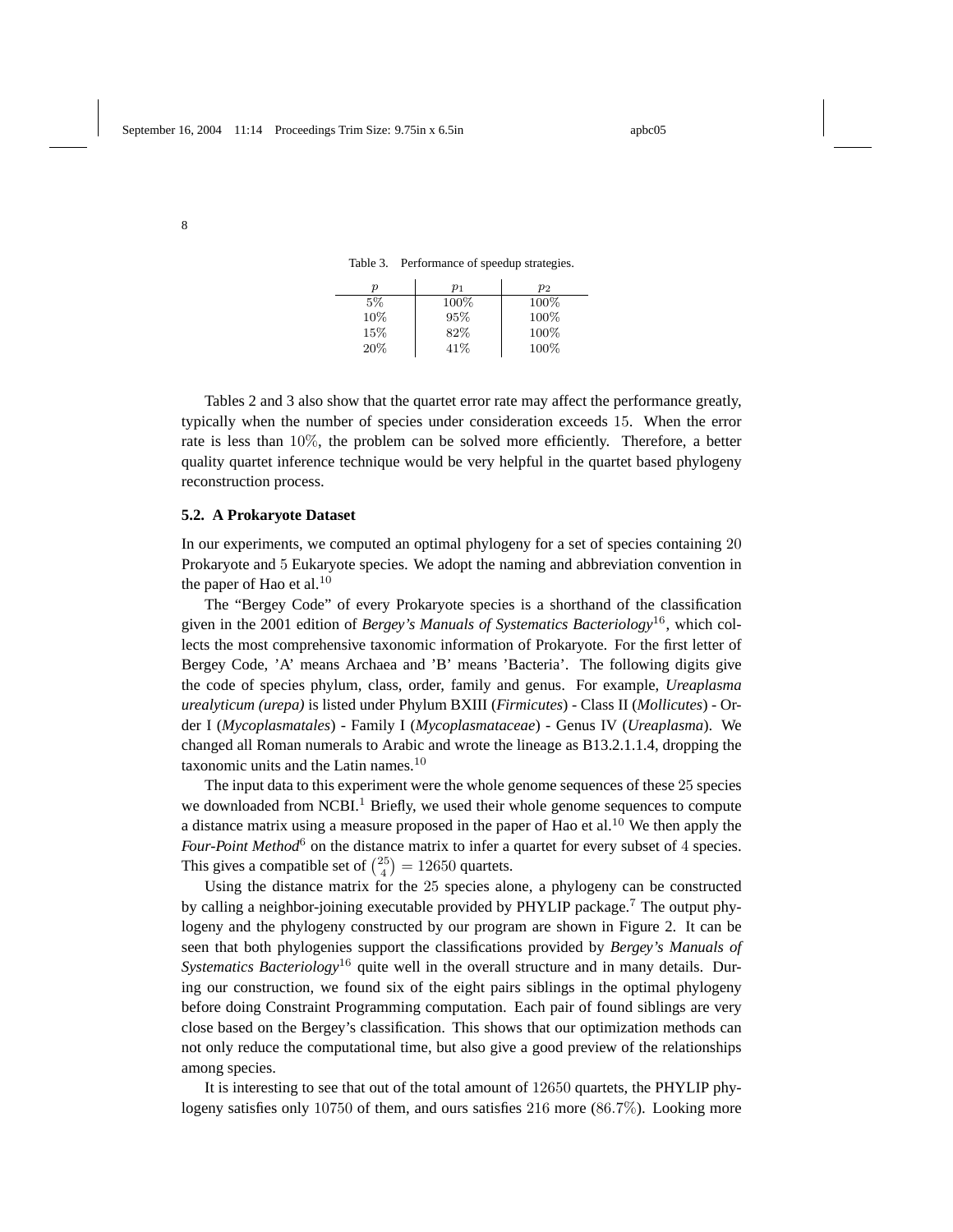Table 3. Performance of speedup strategies.

| $p$ | $p_1$ | $p_2$ |
|---|---|---|
| 5% | 100% | 100% |
| 10% | 95% | 100% |
| 15% | 82% | 100% |
| 20% | 41% | 100% |

Tables 2 and 3 also show that the quartet error rate may affect the performance greatly, typically when the number of species under consideration exceeds 15. When the error rate is less than 10%, the problem can be solved more efficiently. Therefore, a better quality quartet inference technique would be very helpful in the quartet based phylogeny reconstruction process.

### 5.2. A Prokaryote Dataset

In our experiments, we computed an optimal phylogeny for a set of species containing 20 Prokaryote and 5 Eukaryote species. We adopt the naming and abbreviation convention in the paper of Hao et al.[10]

The "Bergey Code" of every Prokaryote species is a shorthand of the classification given in the 2001 edition of *Bergey's Manuals of Systematics Bacteriology*[16], which collects the most comprehensive taxonomic information of Prokaryote. For the first letter of Bergey Code, 'A' means Archaea and 'B' means 'Bacteria'. The following digits give the code of species phylum, class, order, family and genus. For example, *Ureaplasma urealyticum (urepa)* is listed under Phylum BXIII (*Firmicutes*) - Class II (*Mollicutes*) - Order I (*Mycoplasmatales*) - Family I (*Mycoplasmataceae*) - Genus IV (*Ureaplasma*). We changed all Roman numerals to Arabic and wrote the lineage as B13.2.1.1.4, dropping the taxonomic units and the Latin names.[10]

The input data to this experiment were the whole genome sequences of these 25 species we downloaded from NCBI.[1] Briefly, we used their whole genome sequences to compute a distance matrix using a measure proposed in the paper of Hao et al.[10] We then apply the *Four-Point Method*[6] on the distance matrix to infer a quartet for every subset of 4 species. This gives a compatible set of $\binom{25}{4} = 12650$ quartets.

Using the distance matrix for the 25 species alone, a phylogeny can be constructed by calling a neighbor-joining executable provided by PHYLIP package.[7] The output phylogeny and the phylogeny constructed by our program are shown in Figure 2. It can be seen that both phylogenies support the classifications provided by *Bergey's Manuals of Systematics Bacteriology*[16] quite well in the overall structure and in many details. During our construction, we found six of the eight pairs siblings in the optimal phylogeny before doing Constraint Programming computation. Each pair of found siblings are very close based on the Bergey's classification. This shows that our optimization methods can not only reduce the computational time, but also give a good preview of the relationships among species.

It is interesting to see that out of the total amount of 12650 quartets, the PHYLIP phylogeny satisfies only 10750 of them, and ours satisfies 216 more (86.7%). Looking more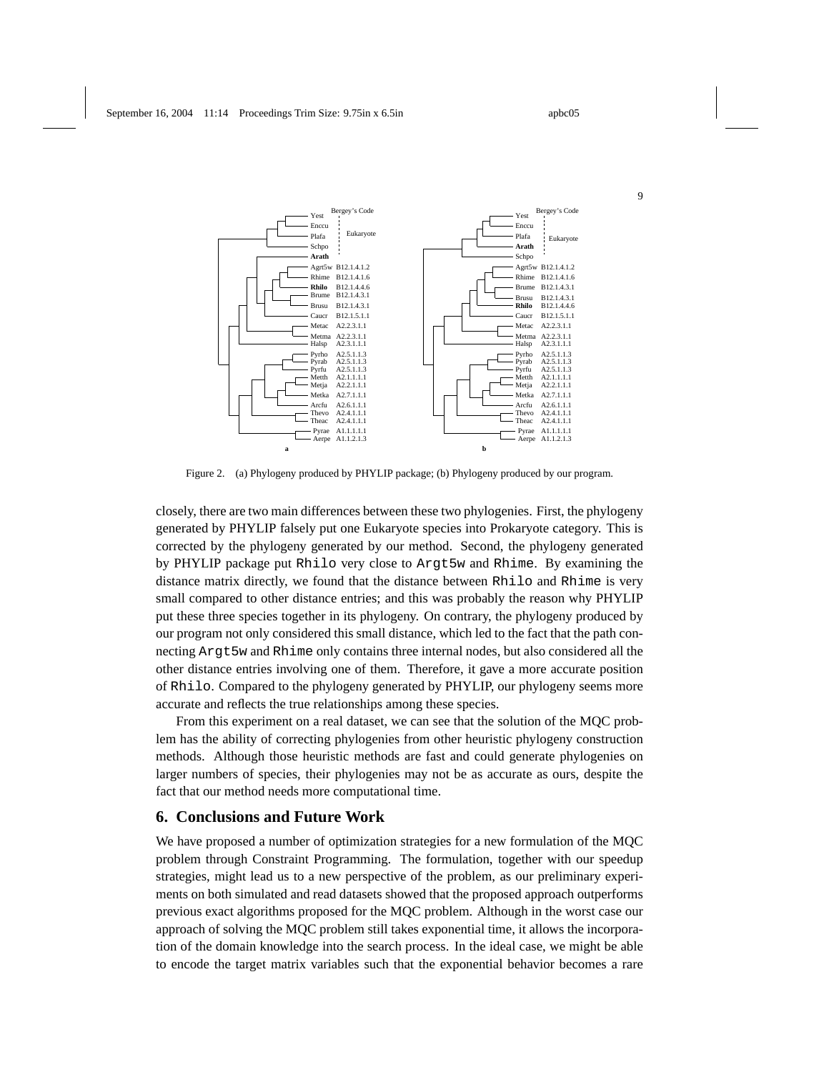Figure 2. (a) Phylogeny produced by PHYLIP package; (b) Phylogeny produced by our program.

closely, there are two main differences between these two phylogenies. First, the phylogeny generated by PHYLIP falsely put one Eukaryote species into Prokaryote category. This is corrected by the phylogeny generated by our method. Second, the phylogeny generated by PHYLIP package put `Rhilo` very close to `Argt5w` and `Rhime`. By examining the distance matrix directly, we found that the distance between `Rhilo` and `Rhime` is very small compared to other distance entries; and this was probably the reason why PHYLIP put these three species together in its phylogeny. On contrary, the phylogeny produced by our program not only considered this small distance, which led to the fact that the path connecting `Argt5w` and `Rhime` only contains three internal nodes, but also considered all the other distance entries involving one of them. Therefore, it gave a more accurate position of `Rhilo`. Compared to the phylogeny generated by PHYLIP, our phylogeny seems more accurate and reflects the true relationships among these species.

From this experiment on a real dataset, we can see that the solution of the MQC problem has the ability of correcting phylogenies from other heuristic phylogeny construction methods. Although those heuristic methods are fast and could generate phylogenies on larger numbers of species, their phylogenies may not be as accurate as ours, despite the fact that our method needs more computational time.

## 6. Conclusions and Future Work

We have proposed a number of optimization strategies for a new formulation of the MQC problem through Constraint Programming. The formulation, together with our speedup strategies, might lead us to a new perspective of the problem, as our preliminary experiments on both simulated and read datasets showed that the proposed approach outperforms previous exact algorithms proposed for the MQC problem. Although in the worst case our approach of solving the MQC problem still takes exponential time, it allows the incorporation of the domain knowledge into the search process. In the ideal case, we might be able to encode the target matrix variables such that the exponential behavior becomes a rare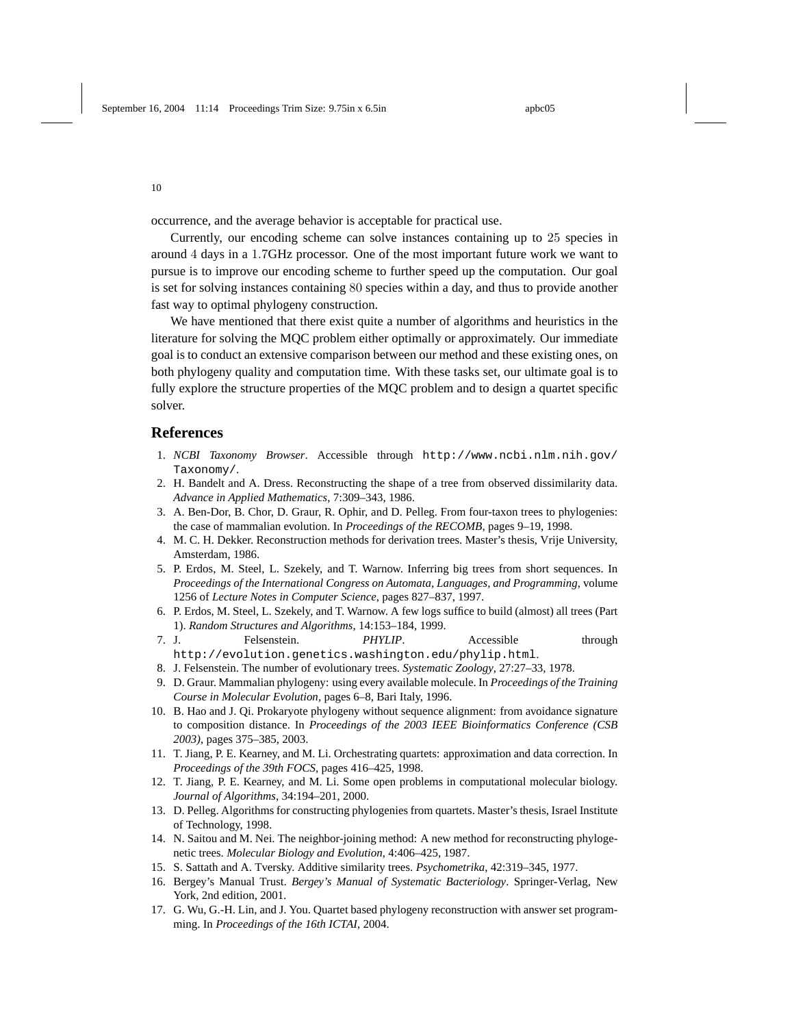occurrence, and the average behavior is acceptable for practical use.

Currently, our encoding scheme can solve instances containing up to $25$ species in around $4$ days in a $1.7$GHz processor. One of the most important future work we want to pursue is to improve our encoding scheme to further speed up the computation. Our goal is set for solving instances containing $80$ species within a day, and thus to provide another fast way to optimal phylogeny construction.

We have mentioned that there exist quite a number of algorithms and heuristics in the literature for solving the MQC problem either optimally or approximately. Our immediate goal is to conduct an extensive comparison between our method and these existing ones, on both phylogeny quality and computation time. With these tasks set, our ultimate goal is to fully explore the structure properties of the MQC problem and to design a quartet specific solver.

## References

1. *NCBI Taxonomy Browser*. Accessible through `http://www.ncbi.nlm.nih.gov/Taxonomy/`.
2. H. Bandelt and A. Dress. Reconstructing the shape of a tree from observed dissimilarity data. *Advance in Applied Mathematics*, 7:309–343, 1986.
3. A. Ben-Dor, B. Chor, D. Graur, R. Ophir, and D. Pelleg. From four-taxon trees to phylogenies: the case of mammalian evolution. In *Proceedings of the RECOMB*, pages 9–19, 1998.
4. M. C. H. Dekker. Reconstruction methods for derivation trees. Master's thesis, Vrije University, Amsterdam, 1986.
5. P. Erdos, M. Steel, L. Szekely, and T. Warnow. Inferring big trees from short sequences. In *Proceedings of the International Congress on Automata, Languages, and Programming*, volume 1256 of *Lecture Notes in Computer Science*, pages 827–837, 1997.
6. P. Erdos, M. Steel, L. Szekely, and T. Warnow. A few logs suffice to build (almost) all trees (Part 1). *Random Structures and Algorithms*, 14:153–184, 1999.
7. J. Felsenstein. *PHYLIP*. Accessible through `http://evolution.genetics.washington.edu/phylip.html`.
8. J. Felsenstein. The number of evolutionary trees. *Systematic Zoology*, 27:27–33, 1978.
9. D. Graur. Mammalian phylogeny: using every available molecule. In *Proceedings of the Training Course in Molecular Evolution*, pages 6–8, Bari Italy, 1996.
10. B. Hao and J. Qi. Prokaryote phylogeny without sequence alignment: from avoidance signature to composition distance. In *Proceedings of the 2003 IEEE Bioinformatics Conference (CSB 2003)*, pages 375–385, 2003.
11. T. Jiang, P. E. Kearney, and M. Li. Orchestrating quartets: approximation and data correction. In *Proceedings of the 39th FOCS*, pages 416–425, 1998.
12. T. Jiang, P. E. Kearney, and M. Li. Some open problems in computational molecular biology. *Journal of Algorithms*, 34:194–201, 2000.
13. D. Pelleg. Algorithms for constructing phylogenies from quartets. Master's thesis, Israel Institute of Technology, 1998.
14. N. Saitou and M. Nei. The neighbor-joining method: A new method for reconstructing phylogenetic trees. *Molecular Biology and Evolution*, 4:406–425, 1987.
15. S. Sattath and A. Tversky. Additive similarity trees. *Psychometrika*, 42:319–345, 1977.
16. Bergey's Manual Trust. *Bergey's Manual of Systematic Bacteriology*. Springer-Verlag, New York, 2nd edition, 2001.
17. G. Wu, G.-H. Lin, and J. You. Quartet based phylogeny reconstruction with answer set programming. In *Proceedings of the 16th ICTAI*, 2004.